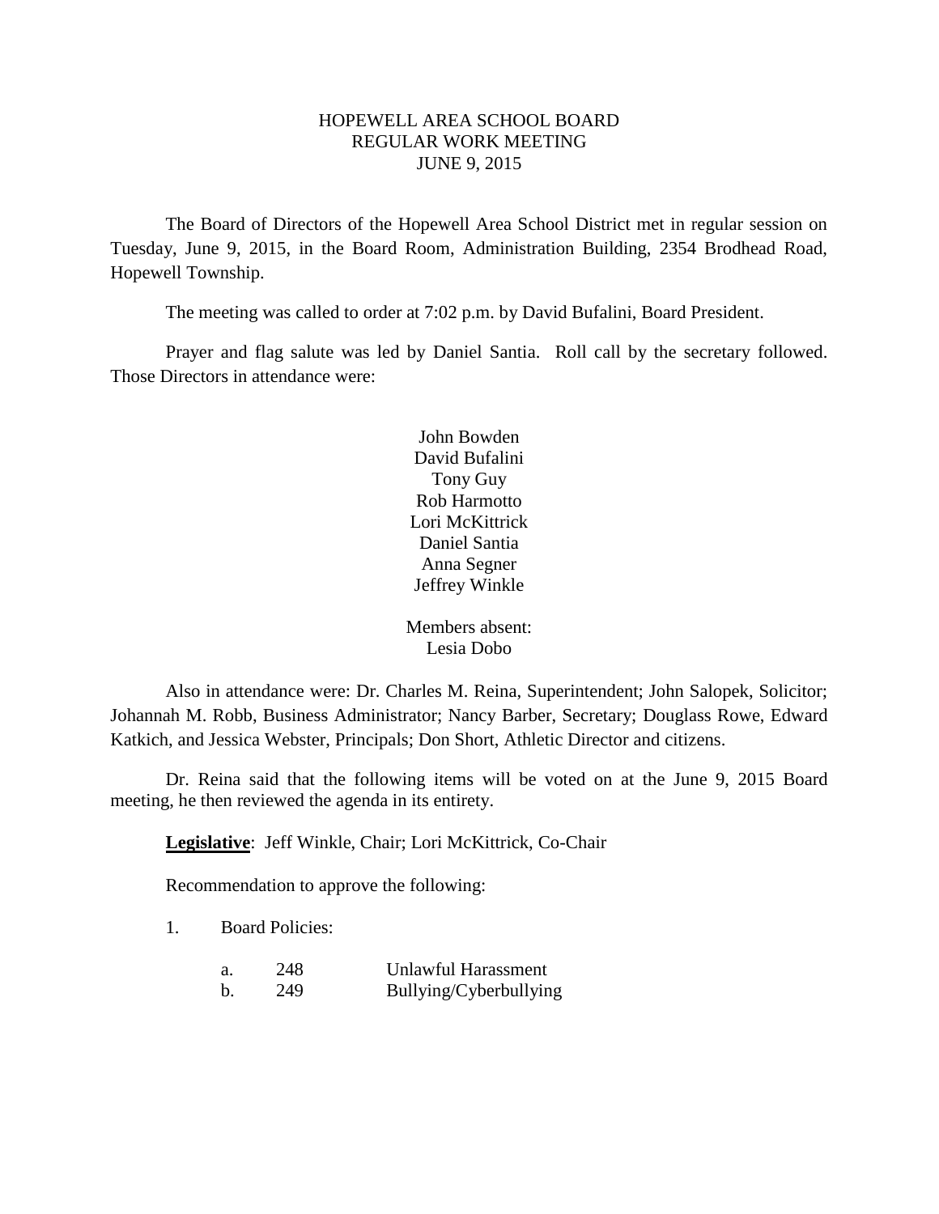# HOPEWELL AREA SCHOOL BOARD
## REGULAR WORK MEETING
## JUNE 9, 2015

The Board of Directors of the Hopewell Area School District met in regular session on Tuesday, June 9, 2015, in the Board Room, Administration Building, 2354 Brodhead Road, Hopewell Township.

The meeting was called to order at 7:02 p.m. by David Bufalini, Board President.

Prayer and flag salute was led by Daniel Santia. Roll call by the secretary followed. Those Directors in attendance were:

John Bowden
David Bufalini
Tony Guy
Rob Harmotto
Lori McKittrick
Daniel Santia
Anna Segner
Jeffrey Winkle

Members absent:
Lesia Dobo

Also in attendance were: Dr. Charles M. Reina, Superintendent; John Salopek, Solicitor; Johannah M. Robb, Business Administrator; Nancy Barber, Secretary; Douglass Rowe, Edward Katkich, and Jessica Webster, Principals; Don Short, Athletic Director and citizens.

Dr. Reina said that the following items will be voted on at the June 9, 2015 Board meeting, he then reviewed the agenda in its entirety.

**Legislative**: Jeff Winkle, Chair; Lori McKittrick, Co-Chair

Recommendation to approve the following:

1. Board Policies:

   a. 248 Unlawful Harassment
   b. 249 Bullying/Cyberbullying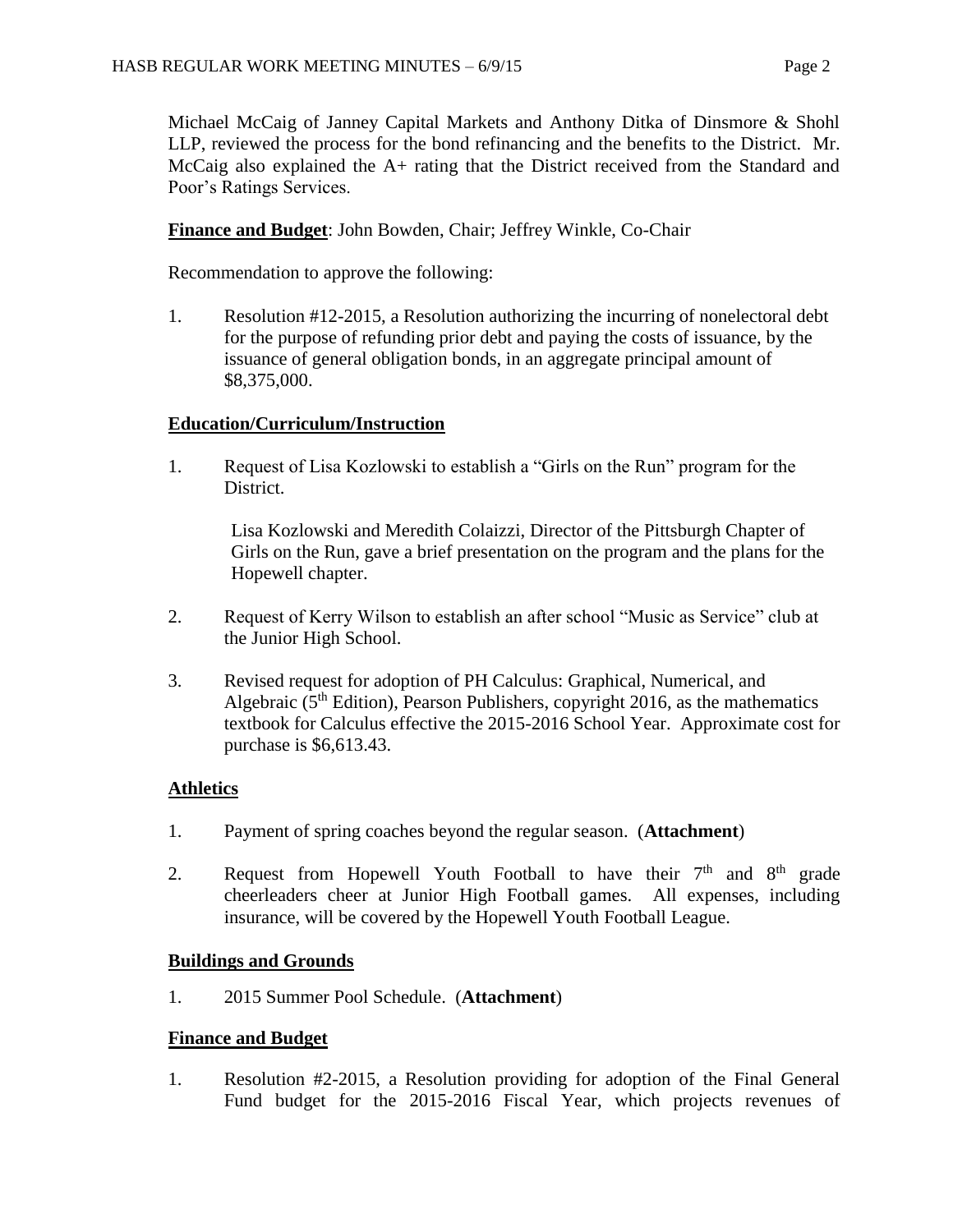Michael McCaig of Janney Capital Markets and Anthony Ditka of Dinsmore & Shohl LLP, reviewed the process for the bond refinancing and the benefits to the District. Mr. McCaig also explained the A+ rating that the District received from the Standard and Poor's Ratings Services.

**Finance and Budget**: John Bowden, Chair; Jeffrey Winkle, Co-Chair

Recommendation to approve the following:

1. Resolution #12-2015, a Resolution authorizing the incurring of nonelectoral debt for the purpose of refunding prior debt and paying the costs of issuance, by the issuance of general obligation bonds, in an aggregate principal amount of $8,375,000.

**Education/Curriculum/Instruction**

1. Request of Lisa Kozlowski to establish a "Girls on the Run" program for the District.

   Lisa Kozlowski and Meredith Colaizzi, Director of the Pittsburgh Chapter of Girls on the Run, gave a brief presentation on the program and the plans for the Hopewell chapter.

2. Request of Kerry Wilson to establish an after school "Music as Service" club at the Junior High School.

3. Revised request for adoption of PH Calculus: Graphical, Numerical, and Algebraic (5th Edition), Pearson Publishers, copyright 2016, as the mathematics textbook for Calculus effective the 2015-2016 School Year. Approximate cost for purchase is $6,613.43.

**Athletics**

1. Payment of spring coaches beyond the regular season. (**Attachment**)

2. Request from Hopewell Youth Football to have their 7th and 8th grade cheerleaders cheer at Junior High Football games. All expenses, including insurance, will be covered by the Hopewell Youth Football League.

**Buildings and Grounds**

1. 2015 Summer Pool Schedule. (**Attachment**)

**Finance and Budget**

1. Resolution #2-2015, a Resolution providing for adoption of the Final General Fund budget for the 2015-2016 Fiscal Year, which projects revenues of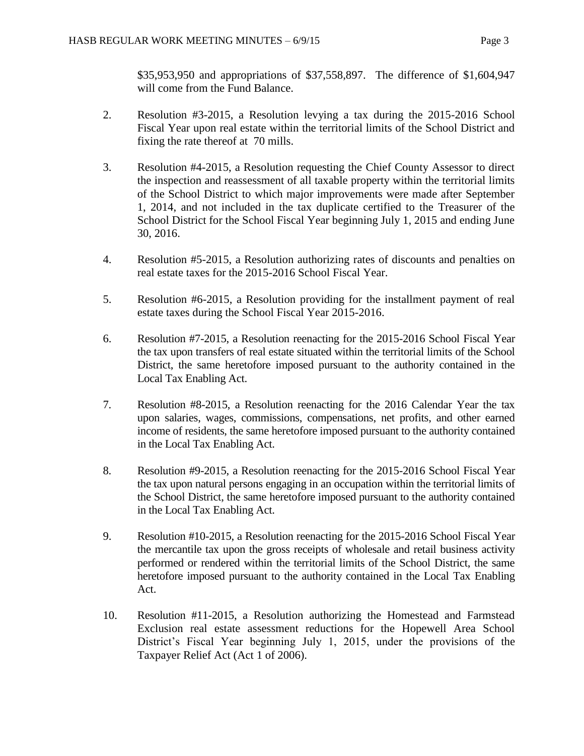$35,953,950 and appropriations of $37,558,897. The difference of $1,604,947 will come from the Fund Balance.

2. Resolution #3-2015, a Resolution levying a tax during the 2015-2016 School Fiscal Year upon real estate within the territorial limits of the School District and fixing the rate thereof at 70 mills.

3. Resolution #4-2015, a Resolution requesting the Chief County Assessor to direct the inspection and reassessment of all taxable property within the territorial limits of the School District to which major improvements were made after September 1, 2014, and not included in the tax duplicate certified to the Treasurer of the School District for the School Fiscal Year beginning July 1, 2015 and ending June 30, 2016.

4. Resolution #5-2015, a Resolution authorizing rates of discounts and penalties on real estate taxes for the 2015-2016 School Fiscal Year.

5. Resolution #6-2015, a Resolution providing for the installment payment of real estate taxes during the School Fiscal Year 2015-2016.

6. Resolution #7-2015, a Resolution reenacting for the 2015-2016 School Fiscal Year the tax upon transfers of real estate situated within the territorial limits of the School District, the same heretofore imposed pursuant to the authority contained in the Local Tax Enabling Act.

7. Resolution #8-2015, a Resolution reenacting for the 2016 Calendar Year the tax upon salaries, wages, commissions, compensations, net profits, and other earned income of residents, the same heretofore imposed pursuant to the authority contained in the Local Tax Enabling Act.

8. Resolution #9-2015, a Resolution reenacting for the 2015-2016 School Fiscal Year the tax upon natural persons engaging in an occupation within the territorial limits of the School District, the same heretofore imposed pursuant to the authority contained in the Local Tax Enabling Act.

9. Resolution #10-2015, a Resolution reenacting for the 2015-2016 School Fiscal Year the mercantile tax upon the gross receipts of wholesale and retail business activity performed or rendered within the territorial limits of the School District, the same heretofore imposed pursuant to the authority contained in the Local Tax Enabling Act.

10. Resolution #11-2015, a Resolution authorizing the Homestead and Farmstead Exclusion real estate assessment reductions for the Hopewell Area School District's Fiscal Year beginning July 1, 2015, under the provisions of the Taxpayer Relief Act (Act 1 of 2006).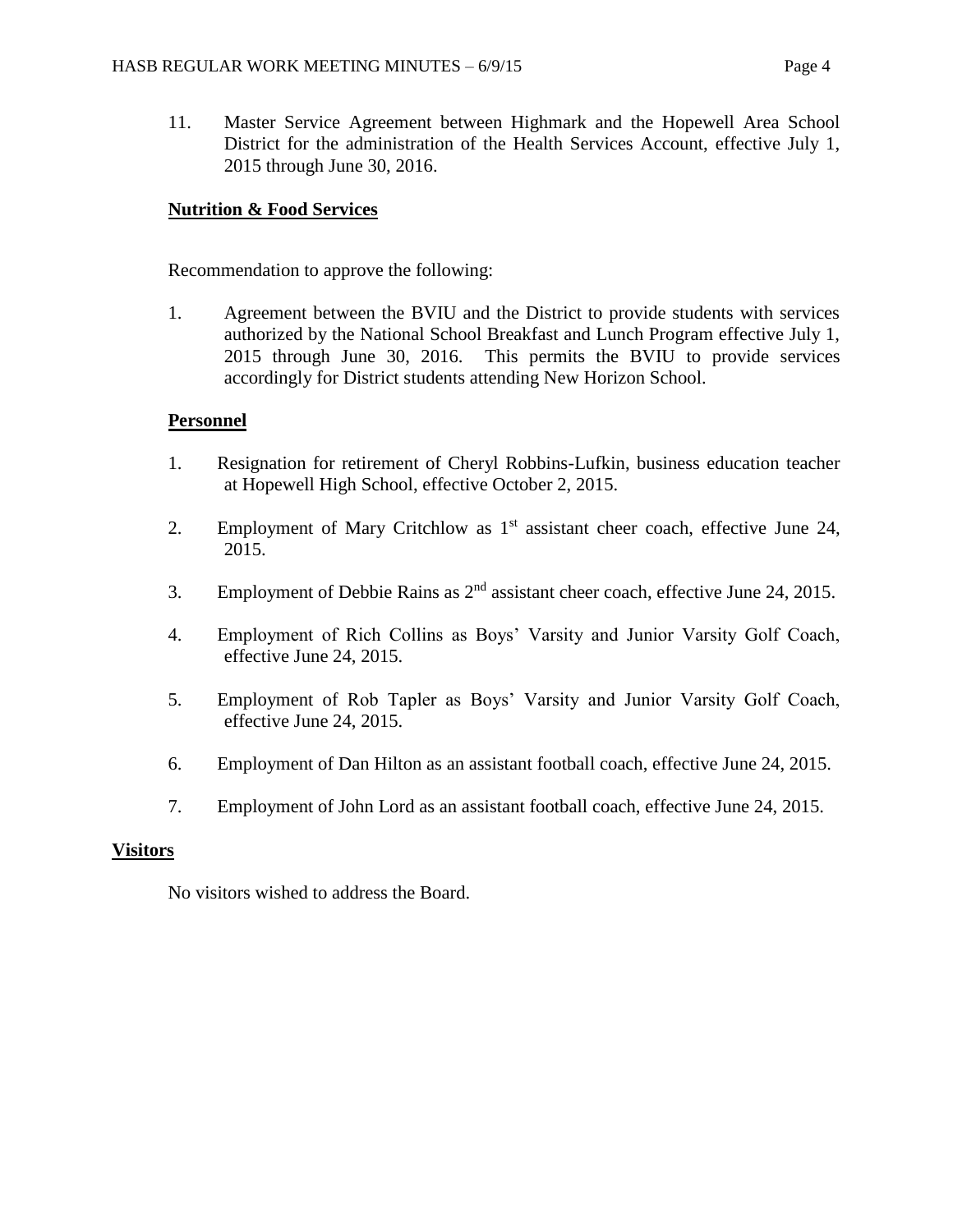11. Master Service Agreement between Highmark and the Hopewell Area School District for the administration of the Health Services Account, effective July 1, 2015 through June 30, 2016.

**Nutrition & Food Services**

Recommendation to approve the following:

1. Agreement between the BVIU and the District to provide students with services authorized by the National School Breakfast and Lunch Program effective July 1, 2015 through June 30, 2016. This permits the BVIU to provide services accordingly for District students attending New Horizon School.

**Personnel**

1. Resignation for retirement of Cheryl Robbins-Lufkin, business education teacher at Hopewell High School, effective October 2, 2015.

2. Employment of Mary Critchlow as 1st assistant cheer coach, effective June 24, 2015.

3. Employment of Debbie Rains as 2nd assistant cheer coach, effective June 24, 2015.

4. Employment of Rich Collins as Boys' Varsity and Junior Varsity Golf Coach, effective June 24, 2015.

5. Employment of Rob Tapler as Boys' Varsity and Junior Varsity Golf Coach, effective June 24, 2015.

6. Employment of Dan Hilton as an assistant football coach, effective June 24, 2015.

7. Employment of John Lord as an assistant football coach, effective June 24, 2015.

**Visitors**

No visitors wished to address the Board.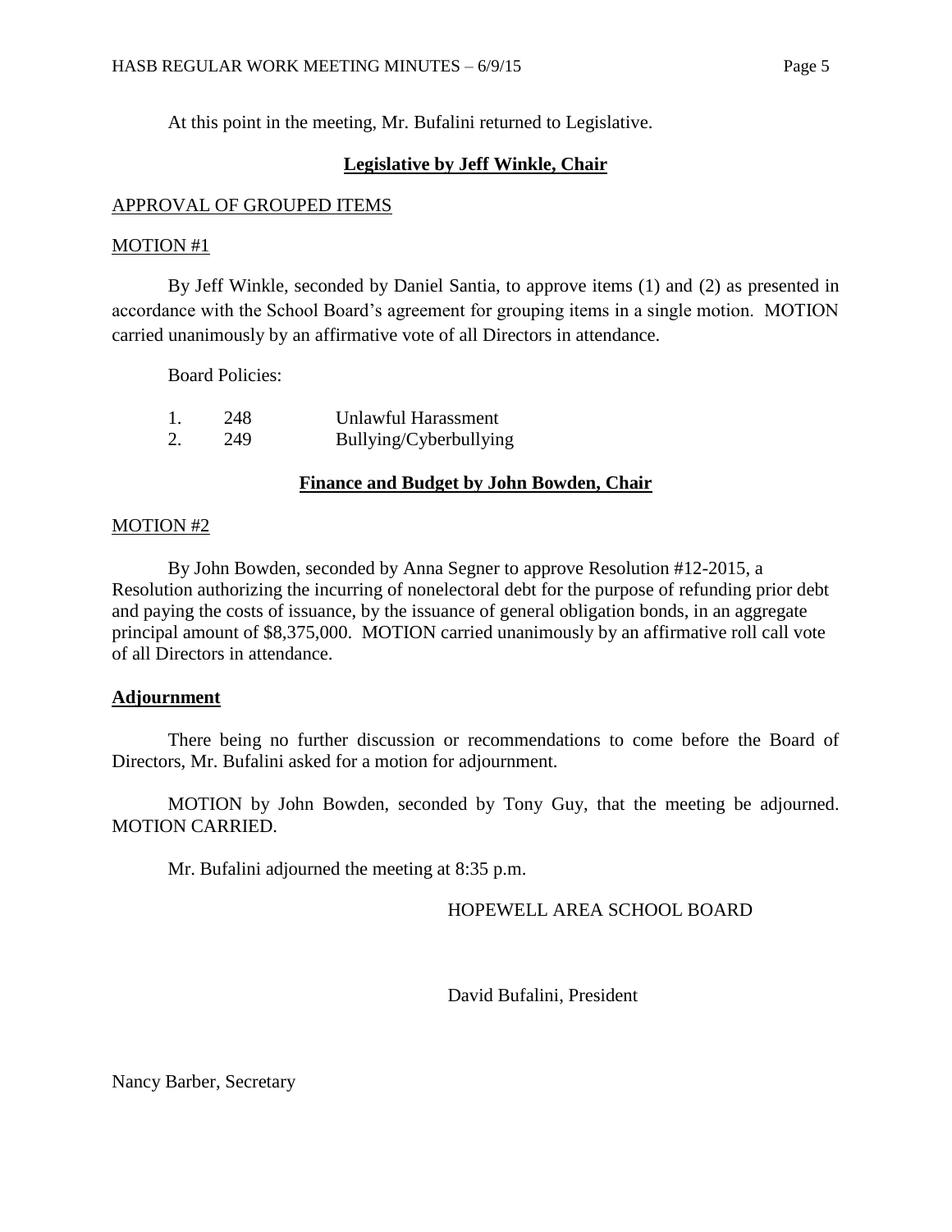At this point in the meeting, Mr. Bufalini returned to Legislative.

**Legislative by Jeff Winkle, Chair**

APPROVAL OF GROUPED ITEMS

MOTION #1

By Jeff Winkle, seconded by Daniel Santia, to approve items (1) and (2) as presented in accordance with the School Board's agreement for grouping items in a single motion. MOTION carried unanimously by an affirmative vote of all Directors in attendance.

Board Policies:

| | | |
|---|---|---|
| 1. | 248 | Unlawful Harassment |
| 2. | 249 | Bullying/Cyberbullying |

**Finance and Budget by John Bowden, Chair**

MOTION #2

By John Bowden, seconded by Anna Segner to approve Resolution #12-2015, a Resolution authorizing the incurring of nonelectoral debt for the purpose of refunding prior debt and paying the costs of issuance, by the issuance of general obligation bonds, in an aggregate principal amount of $8,375,000. MOTION carried unanimously by an affirmative roll call vote of all Directors in attendance.

**Adjournment**

There being no further discussion or recommendations to come before the Board of Directors, Mr. Bufalini asked for a motion for adjournment.

MOTION by John Bowden, seconded by Tony Guy, that the meeting be adjourned. MOTION CARRIED.

Mr. Bufalini adjourned the meeting at 8:35 p.m.

HOPEWELL AREA SCHOOL BOARD

David Bufalini, President

Nancy Barber, Secretary